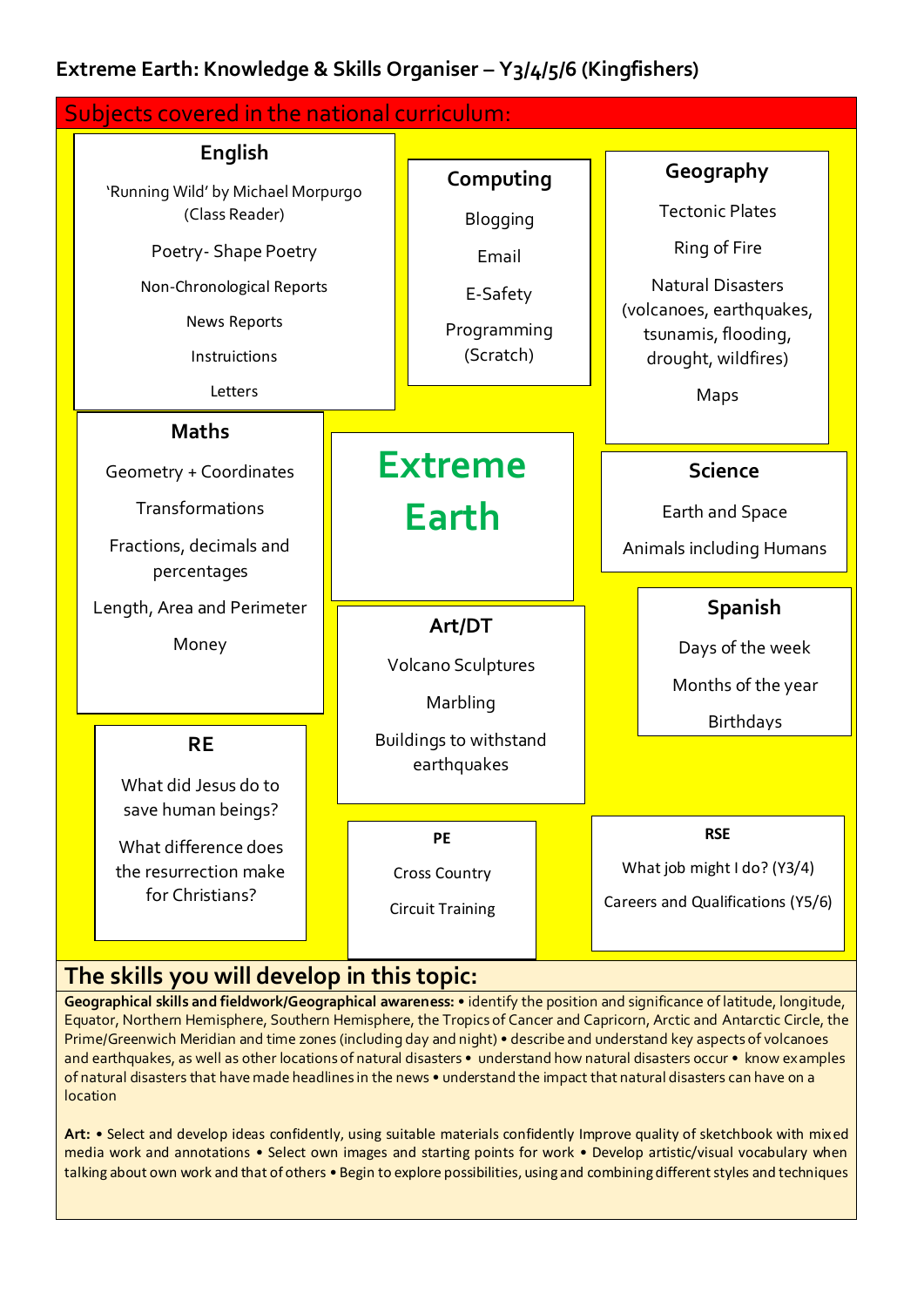# Extreme Earth: Knowledge & Skills Organiser – Y3/4/5/6 (Kingfishers)

## Subjects covered in the national curriculum:

### English
'Running Wild' by Michael Morpurgo (Class Reader)

Poetry- Shape Poetry

Non-Chronological Reports

News Reports

Instruictions

Letters

### Computing
Blogging

Email

E-Safety

Programming (Scratch)

### Geography
Tectonic Plates

Ring of Fire

Natural Disasters (volcanoes, earthquakes, tsunamis, flooding, drought, wildfires)

Maps

### Maths
Geometry + Coordinates

Transformations

Fractions, decimals and percentages

Length, Area and Perimeter

Money

## Extreme Earth

### Science
Earth and Space

Animals including Humans

### Art/DT
Volcano Sculptures

Marbling

Buildings to withstand earthquakes

### Spanish
Days of the week

Months of the year

Birthdays

### RE
What did Jesus do to save human beings?

What difference does the resurrection make for Christians?

### PE
Cross Country

Circuit Training

### RSE
What job might I do? (Y3/4)

Careers and Qualifications (Y5/6)

## The skills you will develop in this topic:

**Geographical skills and fieldwork/Geographical awareness:** • identify the position and significance of latitude, longitude, Equator, Northern Hemisphere, Southern Hemisphere, the Tropics of Cancer and Capricorn, Arctic and Antarctic Circle, the Prime/Greenwich Meridian and time zones (including day and night) • describe and understand key aspects of volcanoes and earthquakes, as well as other locations of natural disasters • understand how natural disasters occur • know examples of natural disasters that have made headlines in the news • understand the impact that natural disasters can have on a location

**Art:** • Select and develop ideas confidently, using suitable materials confidently Improve quality of sketchbook with mixed media work and annotations • Select own images and starting points for work • Develop artistic/visual vocabulary when talking about own work and that of others • Begin to explore possibilities, using and combining different styles and techniques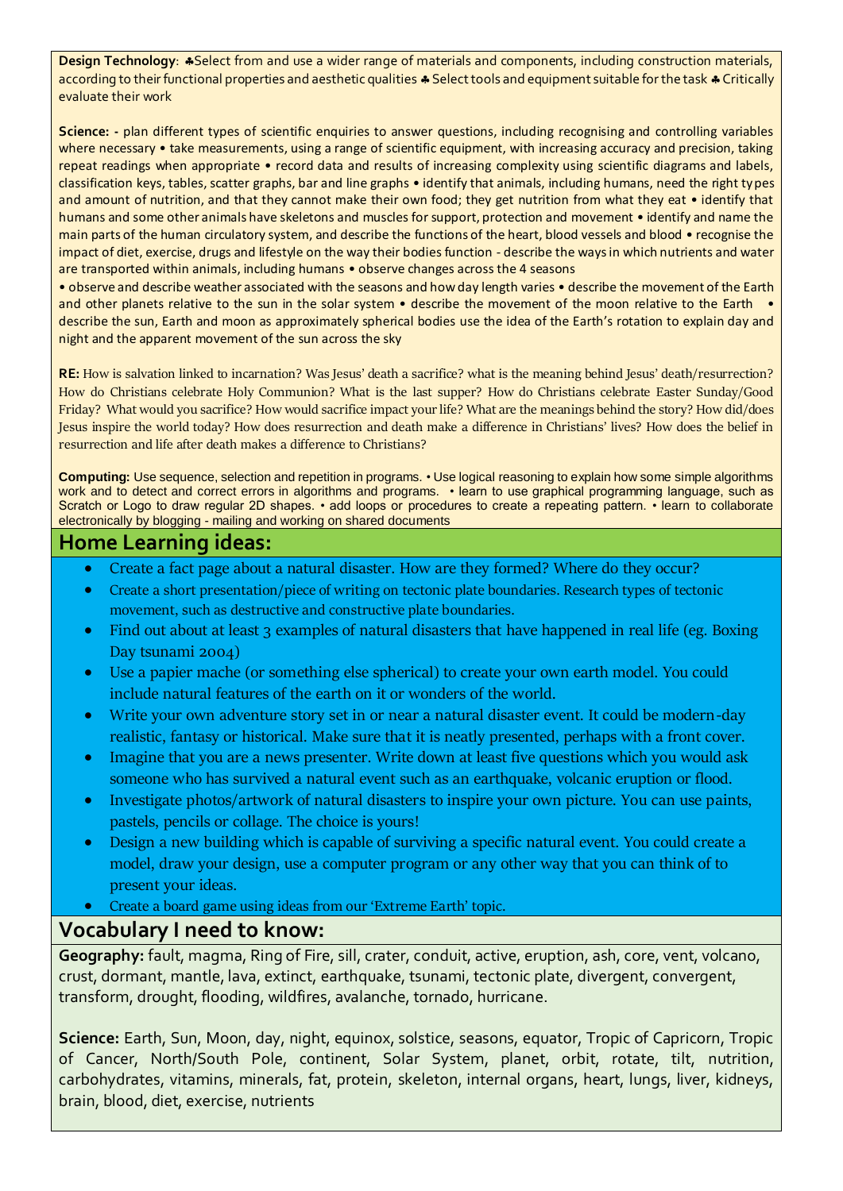**Design Technology**: ♣Select from and use a wider range of materials and components, including construction materials, according to their functional properties and aesthetic qualities ♣ Select tools and equipment suitable for the task ♣ Critically evaluate their work

**Science: -** plan different types of scientific enquiries to answer questions, including recognising and controlling variables where necessary • take measurements, using a range of scientific equipment, with increasing accuracy and precision, taking repeat readings when appropriate • record data and results of increasing complexity using scientific diagrams and labels, classification keys, tables, scatter graphs, bar and line graphs • identify that animals, including humans, need the right types and amount of nutrition, and that they cannot make their own food; they get nutrition from what they eat • identify that humans and some other animals have skeletons and muscles for support, protection and movement • identify and name the main parts of the human circulatory system, and describe the functions of the heart, blood vessels and blood • recognise the impact of diet, exercise, drugs and lifestyle on the way their bodies function - describe the ways in which nutrients and water are transported within animals, including humans • observe changes across the 4 seasons
• observe and describe weather associated with the seasons and how day length varies • describe the movement of the Earth and other planets relative to the sun in the solar system • describe the movement of the moon relative to the Earth • describe the sun, Earth and moon as approximately spherical bodies use the idea of the Earth's rotation to explain day and night and the apparent movement of the sun across the sky

**RE:** How is salvation linked to incarnation? Was Jesus' death a sacrifice? what is the meaning behind Jesus' death/resurrection? How do Christians celebrate Holy Communion? What is the last supper? How do Christians celebrate Easter Sunday/Good Friday? What would you sacrifice? How would sacrifice impact your life? What are the meanings behind the story? How did/does Jesus inspire the world today? How does resurrection and death make a difference in Christians' lives? How does the belief in resurrection and life after death makes a difference to Christians?

**Computing:** Use sequence, selection and repetition in programs. • Use logical reasoning to explain how some simple algorithms work and to detect and correct errors in algorithms and programs. • learn to use graphical programming language, such as Scratch or Logo to draw regular 2D shapes. • add loops or procedures to create a repeating pattern. • learn to collaborate electronically by blogging - mailing and working on shared documents

## Home Learning ideas:

- Create a fact page about a natural disaster. How are they formed? Where do they occur?
- Create a short presentation/piece of writing on tectonic plate boundaries. Research types of tectonic movement, such as destructive and constructive plate boundaries.
- Find out about at least 3 examples of natural disasters that have happened in real life (eg. Boxing Day tsunami 2004)
- Use a papier mache (or something else spherical) to create your own earth model. You could include natural features of the earth on it or wonders of the world.
- Write your own adventure story set in or near a natural disaster event. It could be modern-day realistic, fantasy or historical. Make sure that it is neatly presented, perhaps with a front cover.
- Imagine that you are a news presenter. Write down at least five questions which you would ask someone who has survived a natural event such as an earthquake, volcanic eruption or flood.
- Investigate photos/artwork of natural disasters to inspire your own picture. You can use paints, pastels, pencils or collage. The choice is yours!
- Design a new building which is capable of surviving a specific natural event. You could create a model, draw your design, use a computer program or any other way that you can think of to present your ideas.
- Create a board game using ideas from our 'Extreme Earth' topic.

## Vocabulary I need to know:

**Geography:** fault, magma, Ring of Fire, sill, crater, conduit, active, eruption, ash, core, vent, volcano, crust, dormant, mantle, lava, extinct, earthquake, tsunami, tectonic plate, divergent, convergent, transform, drought, flooding, wildfires, avalanche, tornado, hurricane.

**Science:** Earth, Sun, Moon, day, night, equinox, solstice, seasons, equator, Tropic of Capricorn, Tropic of Cancer, North/South Pole, continent, Solar System, planet, orbit, rotate, tilt, nutrition, carbohydrates, vitamins, minerals, fat, protein, skeleton, internal organs, heart, lungs, liver, kidneys, brain, blood, diet, exercise, nutrients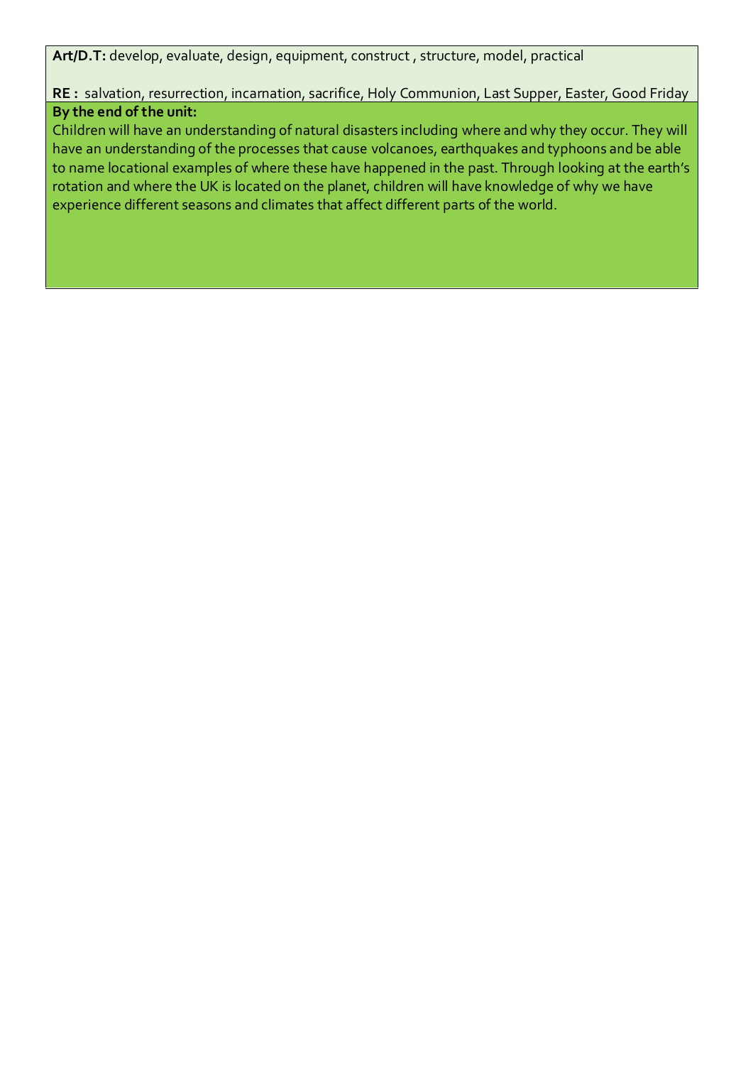**Art/D.T:** develop, evaluate, design, equipment, construct , structure, model, practical

**RE :** salvation, resurrection, incarnation, sacrifice, Holy Communion, Last Supper, Easter, Good Friday

**By the end of the unit:**

Children will have an understanding of natural disasters including where and why they occur. They will have an understanding of the processes that cause volcanoes, earthquakes and typhoons and be able to name locational examples of where these have happened in the past. Through looking at the earth's rotation and where the UK is located on the planet, children will have knowledge of why we have experience different seasons and climates that affect different parts of the world.